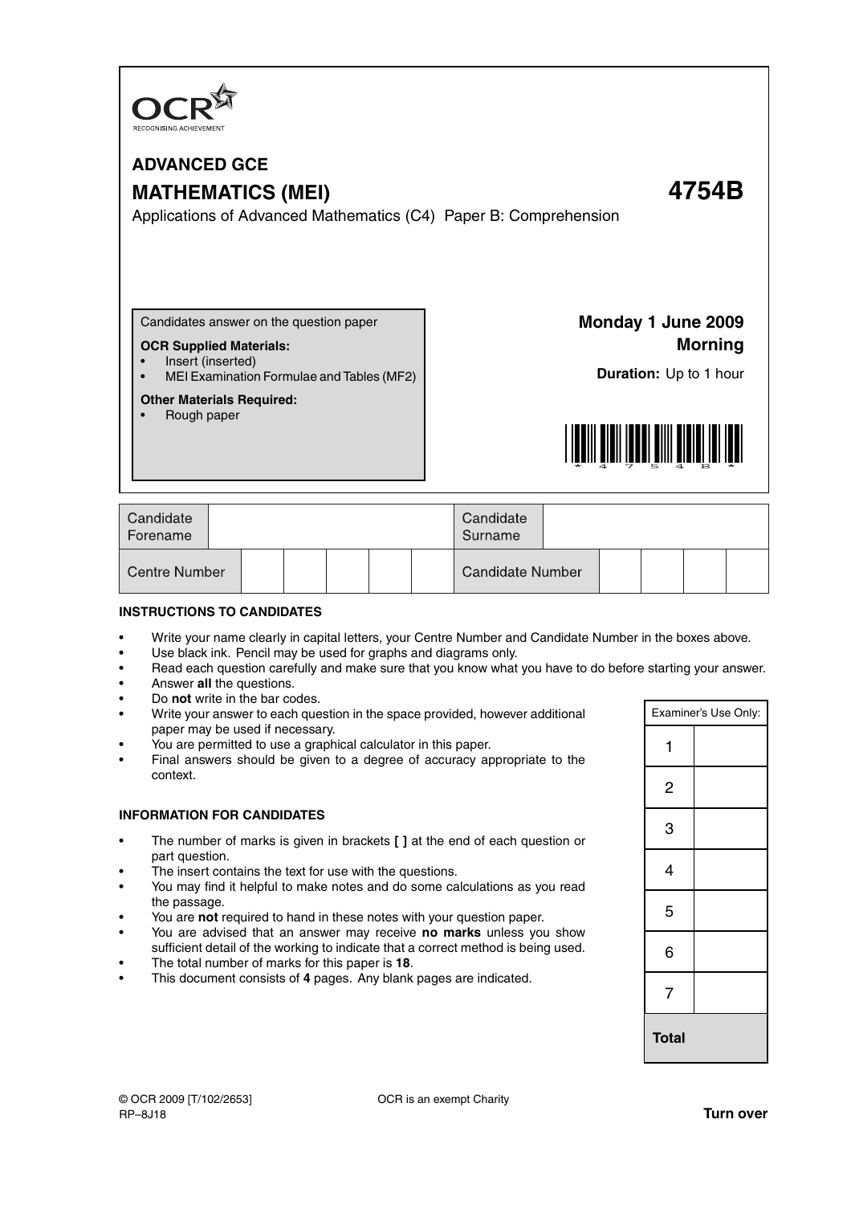OCR
RECOGNISING ACHIEVEMENT

# ADVANCED GCE

# MATHEMATICS (MEI) 4754B

Applications of Advanced Mathematics (C4) Paper B: Comprehension

Candidates answer on the question paper

**OCR Supplied Materials:**
- Insert (inserted)
- MEI Examination Formulae and Tables (MF2)

**Other Materials Required:**
- Rough paper

**Monday 1 June 2009**
**Morning**

**Duration:** Up to 1 hour

| Candidate Forename | | Candidate Surname | |
|---|---|---|---|
| Centre Number | | Candidate Number | |

**INSTRUCTIONS TO CANDIDATES**

- Write your name clearly in capital letters, your Centre Number and Candidate Number in the boxes above.
- Use black ink. Pencil may be used for graphs and diagrams only.
- Read each question carefully and make sure that you know what you have to do before starting your answer.
- Answer **all** the questions.
- Do **not** write in the bar codes.
- Write your answer to each question in the space provided, however additional paper may be used if necessary.
- You are permitted to use a graphical calculator in this paper.
- Final answers should be given to a degree of accuracy appropriate to the context.

**INFORMATION FOR CANDIDATES**

- The number of marks is given in brackets **[ ]** at the end of each question or part question.
- The insert contains the text for use with the questions.
- You may find it helpful to make notes and do some calculations as you read the passage.
- You are **not** required to hand in these notes with your question paper.
- You are advised that an answer may receive **no marks** unless you show sufficient detail of the working to indicate that a correct method is being used.
- The total number of marks for this paper is **18**.
- This document consists of **4** pages. Any blank pages are indicated.

| Examiner's Use Only: | |
|---|---|
| 1 | |
| 2 | |
| 3 | |
| 4 | |
| 5 | |
| 6 | |
| 7 | |
| **Total** | |

© OCR 2009 [T/102/2653]
RP–8J18

OCR is an exempt Charity

**Turn over**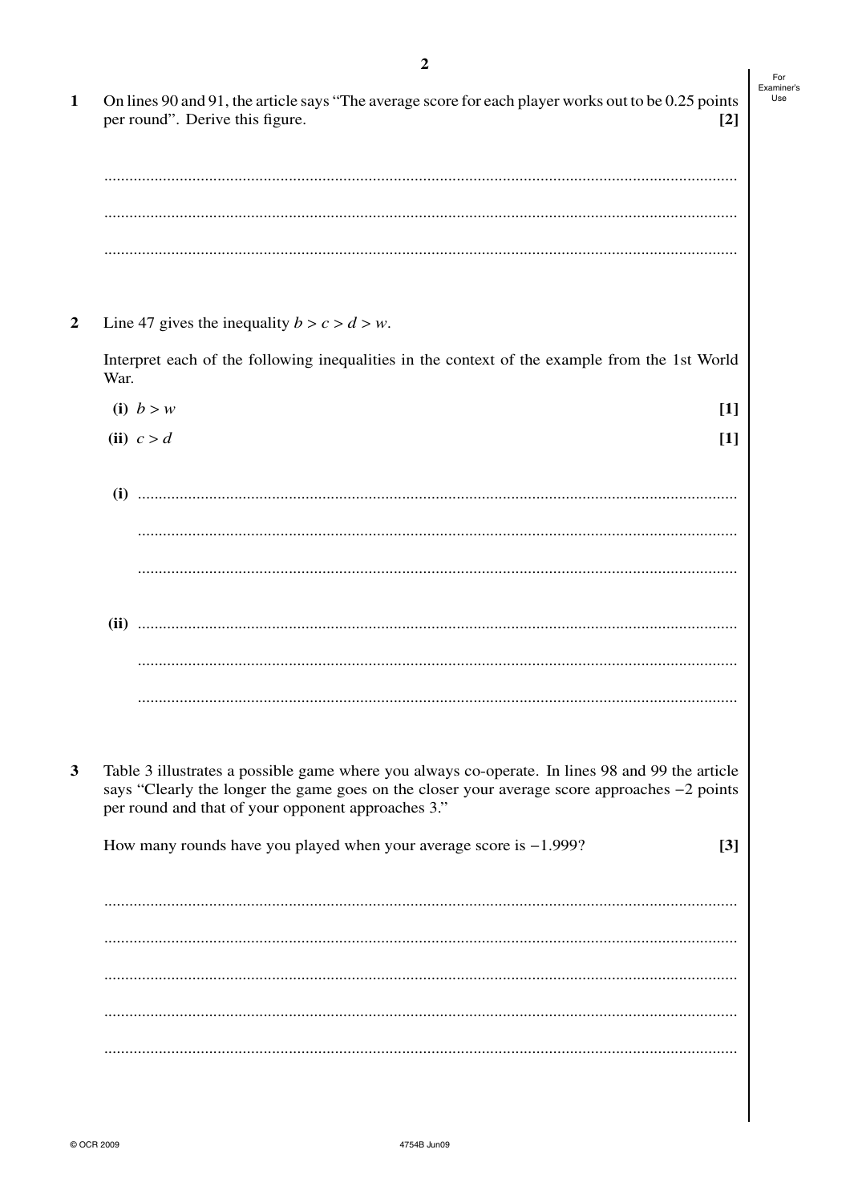**1** On lines 90 and 91, the article says "The average score for each player works out to be 0.25 points per round". Derive this figure. **[2]**

..........................................................................................................................................

..........................................................................................................................................

..........................................................................................................................................

**2** Line 47 gives the inequality $b > c > d > w$.

Interpret each of the following inequalities in the context of the example from the 1st World War.

**(i)** $b > w$ **[1]**

**(ii)** $c > d$ **[1]**

**(i)** ..........................................................................................................................................

..........................................................................................................................................

..........................................................................................................................................

**(ii)** ..........................................................................................................................................

..........................................................................................................................................

..........................................................................................................................................

**3** Table 3 illustrates a possible game where you always co-operate. In lines 98 and 99 the article says "Clearly the longer the game goes on the closer your average score approaches $-2$ points per round and that of your opponent approaches 3."

How many rounds have you played when your average score is $-1.999$? **[3]**

..........................................................................................................................................

..........................................................................................................................................

..........................................................................................................................................

..........................................................................................................................................

..........................................................................................................................................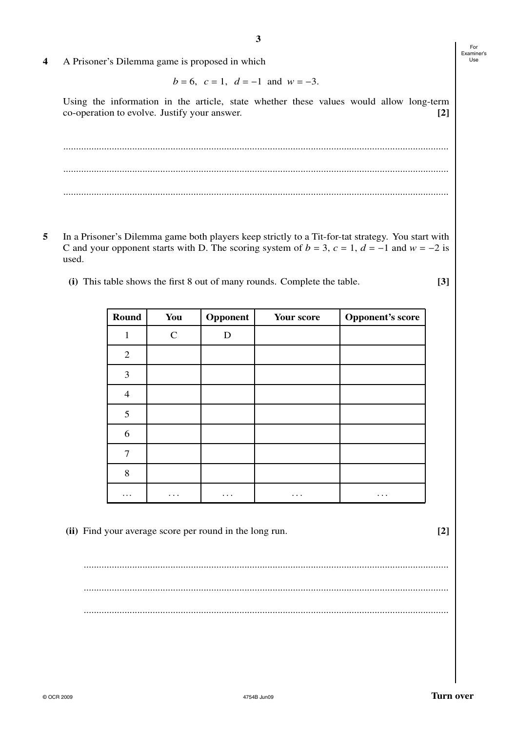**4** A Prisoner's Dilemma game is proposed in which

$$b = 6, \quad c = 1, \quad d = -1 \quad \text{and} \quad w = -3.$$

Using the information in the article, state whether these values would allow long-term co-operation to evolve. Justify your answer. **[2]**

..........................................................................................................................................

..........................................................................................................................................

..........................................................................................................................................

**5** In a Prisoner's Dilemma game both players keep strictly to a Tit-for-tat strategy. You start with C and your opponent starts with D. The scoring system of $b = 3$, $c = 1$, $d = -1$ and $w = -2$ is used.

**(i)** This table shows the first 8 out of many rounds. Complete the table. **[3]**

| Round | You | Opponent | Your score | Opponent's score |
|---|---|---|---|---|
| 1 | C | D | | |
| 2 | | | | |
| 3 | | | | |
| 4 | | | | |
| 5 | | | | |
| 6 | | | | |
| 7 | | | | |
| 8 | | | | |
| ... | ... | ... | ... | ... |

**(ii)** Find your average score per round in the long run. **[2]**

..........................................................................................................................................

..........................................................................................................................................

..........................................................................................................................................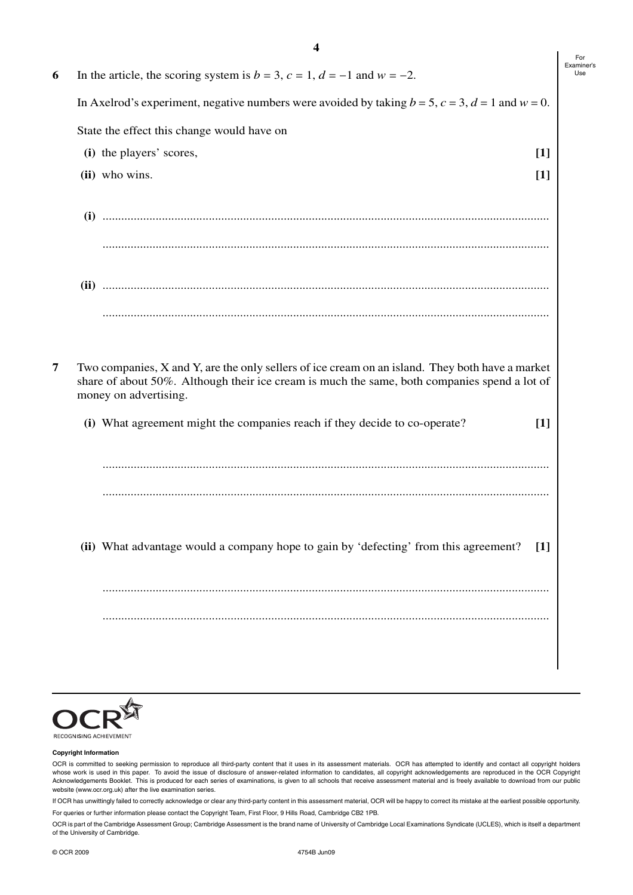**6** In the article, the scoring system is $b = 3$, $c = 1$, $d = -1$ and $w = -2$.

In Axelrod's experiment, negative numbers were avoided by taking $b = 5$, $c = 3$, $d = 1$ and $w = 0$.

State the effect this change would have on

**(i)** the players' scores, **[1]**

**(ii)** who wins. **[1]**

**(i)** ...........................................................................................................................................

...........................................................................................................................................

**(ii)** ...........................................................................................................................................

...........................................................................................................................................

**7** Two companies, X and Y, are the only sellers of ice cream on an island. They both have a market share of about 50%. Although their ice cream is much the same, both companies spend a lot of money on advertising.

**(i)** What agreement might the companies reach if they decide to co-operate? **[1]**

...........................................................................................................................................

...........................................................................................................................................

**(ii)** What advantage would a company hope to gain by 'defecting' from this agreement? **[1]**

...........................................................................................................................................

...........................................................................................................................................

**Copyright Information**

OCR is committed to seeking permission to reproduce all third-party content that it uses in its assessment materials. OCR has attempted to identify and contact all copyright holders whose work is used in this paper. To avoid the issue of disclosure of answer-related information to candidates, all copyright acknowledgements are reproduced in the OCR Copyright Acknowledgements Booklet. This is produced for each series of examinations, is given to all schools that receive assessment material and is freely available to download from our public website (www.ocr.org.uk) after the live examination series.

If OCR has unwittingly failed to correctly acknowledge or clear any third-party content in this assessment material, OCR will be happy to correct its mistake at the earliest possible opportunity.

For queries or further information please contact the Copyright Team, First Floor, 9 Hills Road, Cambridge CB2 1PB.

OCR is part of the Cambridge Assessment Group; Cambridge Assessment is the brand name of University of Cambridge Local Examinations Syndicate (UCLES), which is itself a department of the University of Cambridge.

© OCR 2009 4754B Jun09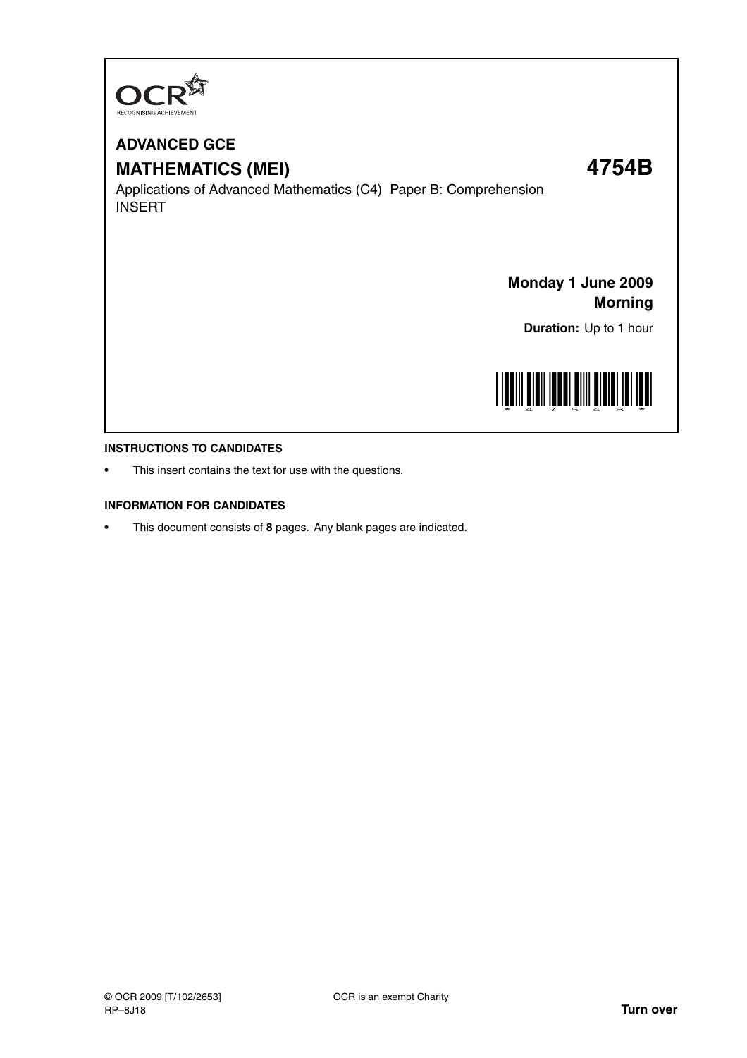# ADVANCED GCE

## MATHEMATICS (MEI) 4754B

Applications of Advanced Mathematics (C4) Paper B: Comprehension
INSERT

**Monday 1 June 2009**
**Morning**

**Duration:** Up to 1 hour

### INSTRUCTIONS TO CANDIDATES

- This insert contains the text for use with the questions.

### INFORMATION FOR CANDIDATES

- This document consists of **8** pages. Any blank pages are indicated.

© OCR 2009 [T/102/2653] OCR is an exempt Charity
RP–8J18

**Turn over**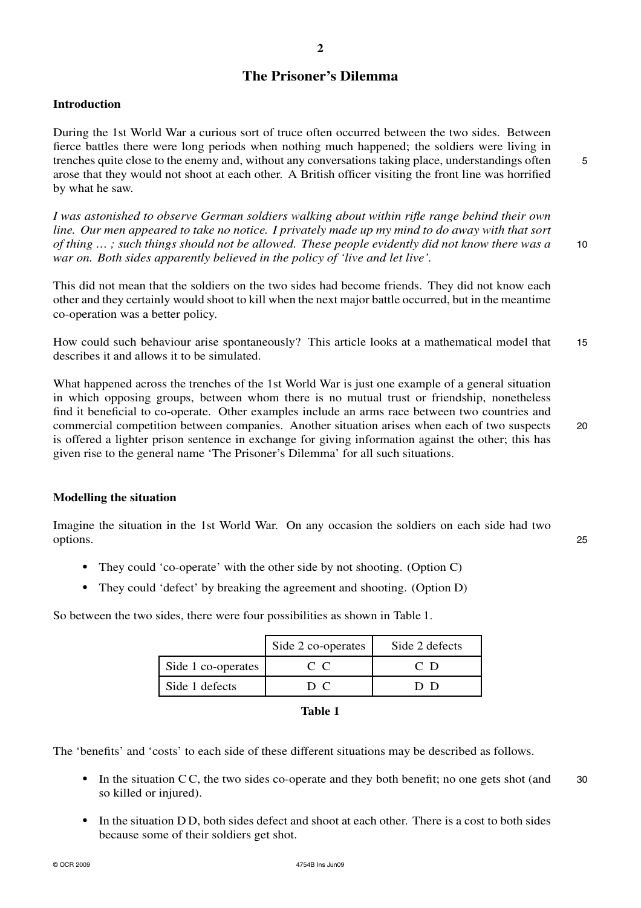# The Prisoner's Dilemma

## Introduction

During the 1st World War a curious sort of truce often occurred between the two sides. Between fierce battles there were long periods when nothing much happened; the soldiers were living in trenches quite close to the enemy and, without any conversations taking place, understandings often arose that they would not shoot at each other. A British officer visiting the front line was horrified by what he saw.

*I was astonished to observe German soldiers walking about within rifle range behind their own line. Our men appeared to take no notice. I privately made up my mind to do away with that sort of thing … ; such things should not be allowed. These people evidently did not know there was a war on. Both sides apparently believed in the policy of 'live and let live'.*

This did not mean that the soldiers on the two sides had become friends. They did not know each other and they certainly would shoot to kill when the next major battle occurred, but in the meantime co-operation was a better policy.

How could such behaviour arise spontaneously? This article looks at a mathematical model that describes it and allows it to be simulated.

What happened across the trenches of the 1st World War is just one example of a general situation in which opposing groups, between whom there is no mutual trust or friendship, nonetheless find it beneficial to co-operate. Other examples include an arms race between two countries and commercial competition between companies. Another situation arises when each of two suspects is offered a lighter prison sentence in exchange for giving information against the other; this has given rise to the general name 'The Prisoner's Dilemma' for all such situations.

## Modelling the situation

Imagine the situation in the 1st World War. On any occasion the soldiers on each side had two options.

- They could 'co-operate' with the other side by not shooting. (Option C)
- They could 'defect' by breaking the agreement and shooting. (Option D)

So between the two sides, there were four possibilities as shown in Table 1.

| | Side 2 co-operates | Side 2 defects |
|---|---|---|
| Side 1 co-operates | C C | C D |
| Side 1 defects | D C | D D |

**Table 1**

The 'benefits' and 'costs' to each side of these different situations may be described as follows.

- In the situation C C, the two sides co-operate and they both benefit; no one gets shot (and so killed or injured).
- In the situation D D, both sides defect and shoot at each other. There is a cost to both sides because some of their soldiers get shot.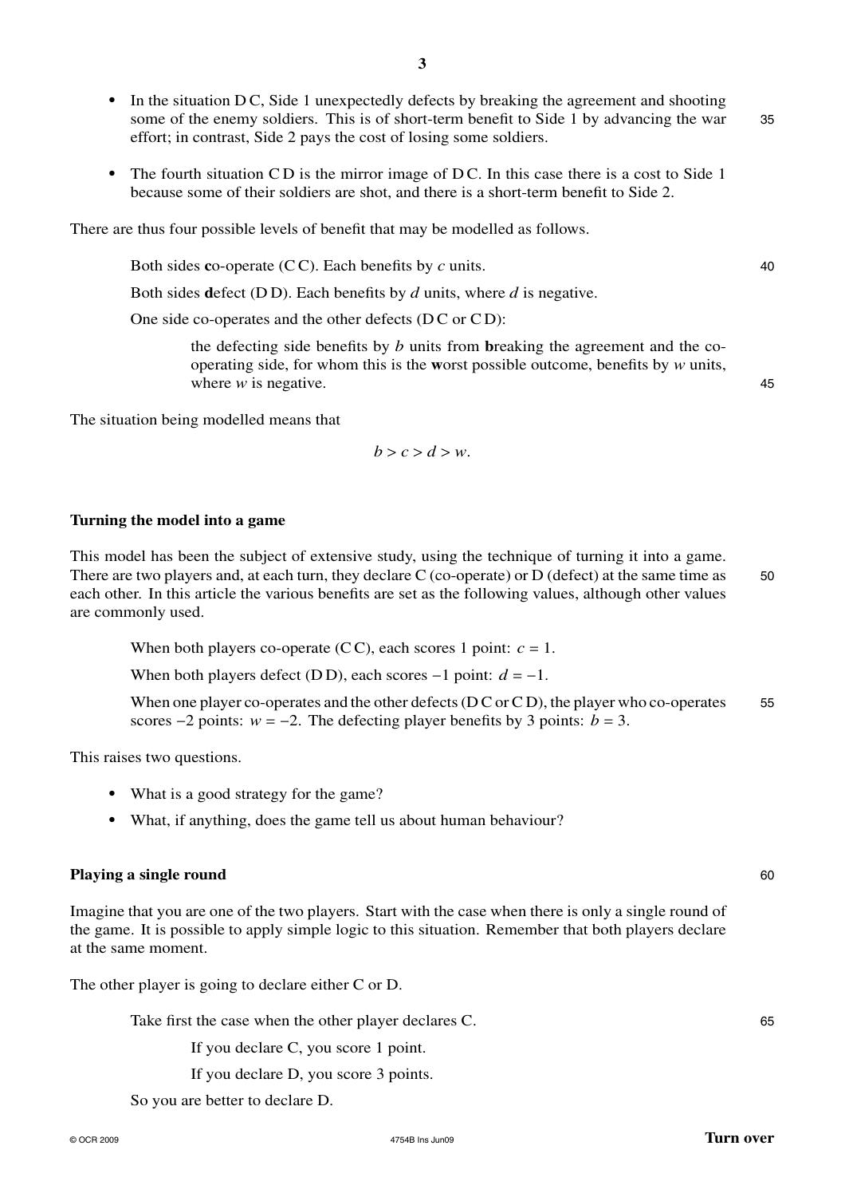- In the situation D C, Side 1 unexpectedly defects by breaking the agreement and shooting some of the enemy soldiers. This is of short-term benefit to Side 1 by advancing the war effort; in contrast, Side 2 pays the cost of losing some soldiers.
- The fourth situation C D is the mirror image of D C. In this case there is a cost to Side 1 because some of their soldiers are shot, and there is a short-term benefit to Side 2.

There are thus four possible levels of benefit that may be modelled as follows.

> Both sides **c**o-operate (C C). Each benefits by $c$ units.
>
> Both sides **d**efect (D D). Each benefits by $d$ units, where $d$ is negative.
>
> One side co-operates and the other defects (D C or C D):
>
> > the defecting side benefits by $b$ units from **b**reaking the agreement and the co-operating side, for whom this is the **w**orst possible outcome, benefits by $w$ units, where $w$ is negative.

The situation being modelled means that

$$b > c > d > w.$$

### Turning the model into a game

This model has been the subject of extensive study, using the technique of turning it into a game. There are two players and, at each turn, they declare C (co-operate) or D (defect) at the same time as each other. In this article the various benefits are set as the following values, although other values are commonly used.

> When both players co-operate (C C), each scores 1 point: $c = 1$.
>
> When both players defect (D D), each scores −1 point: $d = -1$.
>
> When one player co-operates and the other defects (D C or C D), the player who co-operates scores −2 points: $w = -2$. The defecting player benefits by 3 points: $b = 3$.

This raises two questions.

- What is a good strategy for the game?
- What, if anything, does the game tell us about human behaviour?

### Playing a single round

Imagine that you are one of the two players. Start with the case when there is only a single round of the game. It is possible to apply simple logic to this situation. Remember that both players declare at the same moment.

The other player is going to declare either C or D.

> Take first the case when the other player declares C.
>
> > If you declare C, you score 1 point.
> >
> > If you declare D, you score 3 points.
>
> So you are better to declare D.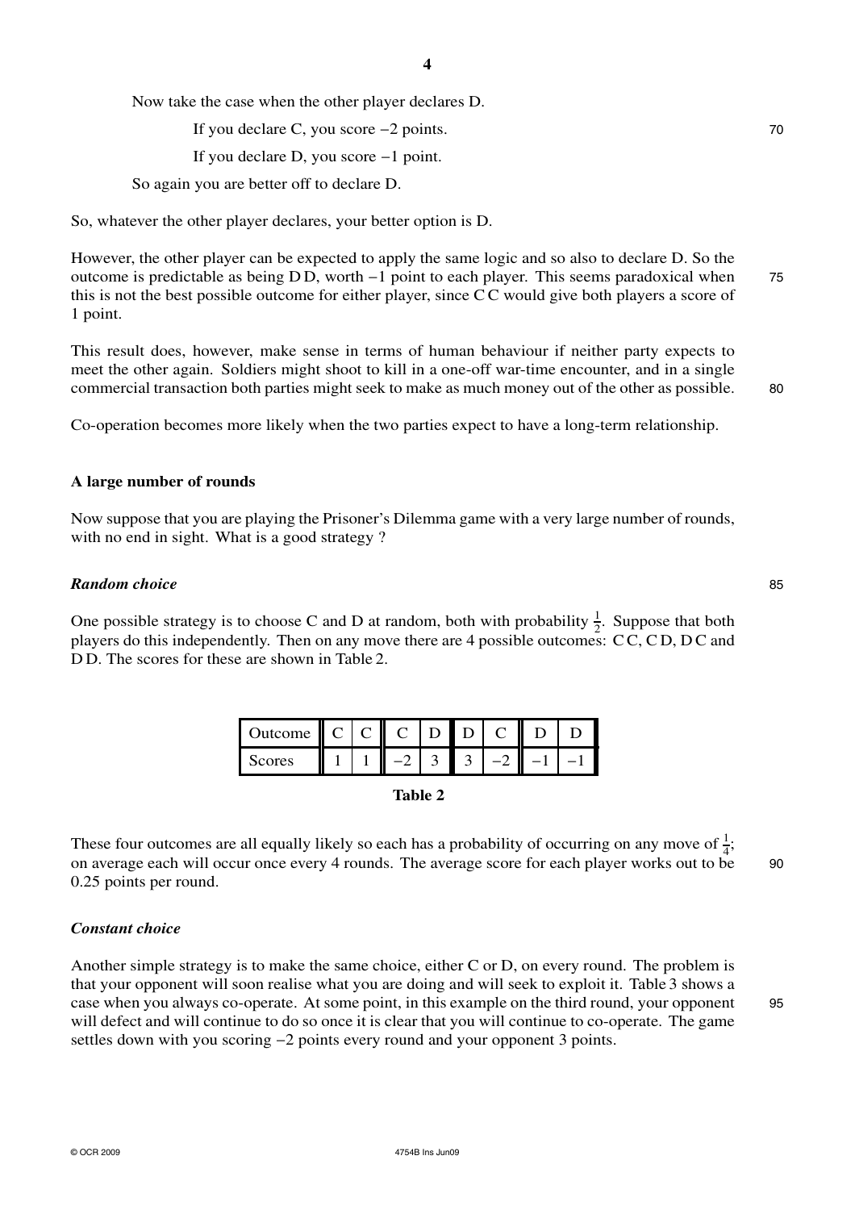Now take the case when the other player declares D.

If you declare C, you score −2 points.

If you declare D, you score −1 point.

So again you are better off to declare D.

So, whatever the other player declares, your better option is D.

However, the other player can be expected to apply the same logic and so also to declare D. So the outcome is predictable as being D D, worth −1 point to each player. This seems paradoxical when this is not the best possible outcome for either player, since C C would give both players a score of 1 point.

This result does, however, make sense in terms of human behaviour if neither party expects to meet the other again. Soldiers might shoot to kill in a one-off war-time encounter, and in a single commercial transaction both parties might seek to make as much money out of the other as possible.

Co-operation becomes more likely when the two parties expect to have a long-term relationship.

**A large number of rounds**

Now suppose that you are playing the Prisoner's Dilemma game with a very large number of rounds, with no end in sight. What is a good strategy ?

***Random choice***

One possible strategy is to choose C and D at random, both with probability $\frac{1}{2}$. Suppose that both players do this independently. Then on any move there are 4 possible outcomes: C C, C D, D C and D D. The scores for these are shown in Table 2.

| Outcome | C | C | C | D | D | C | D | D |
|---|---|---|---|---|---|---|---|---|
| Scores | 1 | 1 | −2 | 3 | 3 | −2 | −1 | −1 |

**Table 2**

These four outcomes are all equally likely so each has a probability of occurring on any move of $\frac{1}{4}$; on average each will occur once every 4 rounds. The average score for each player works out to be 0.25 points per round.

***Constant choice***

Another simple strategy is to make the same choice, either C or D, on every round. The problem is that your opponent will soon realise what you are doing and will seek to exploit it. Table 3 shows a case when you always co-operate. At some point, in this example on the third round, your opponent will defect and will continue to do so once it is clear that you will continue to co-operate. The game settles down with you scoring −2 points every round and your opponent 3 points.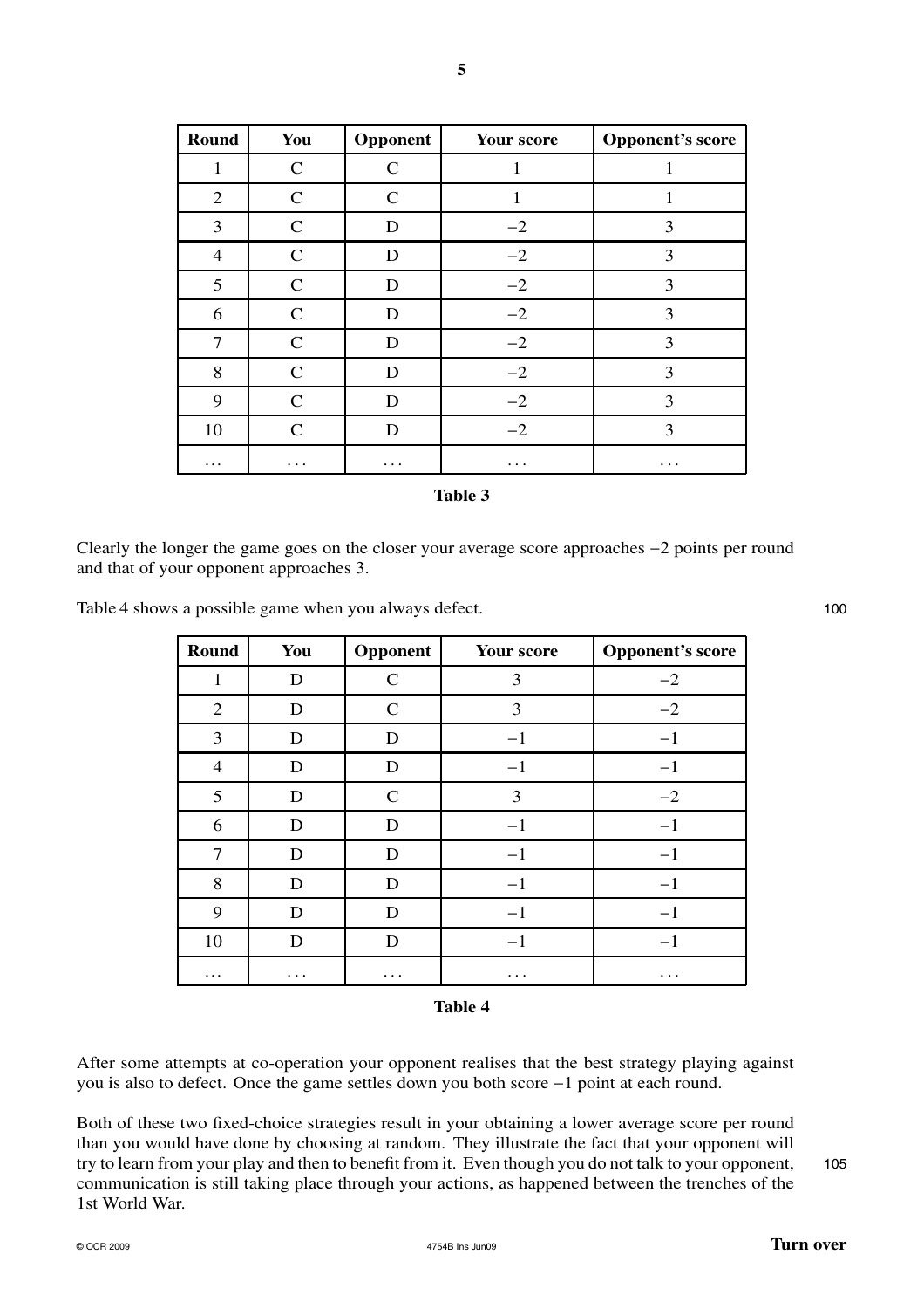| Round | You | Opponent | Your score | Opponent's score |
|---|---|---|---|---|
| 1 | C | C | 1 | 1 |
| 2 | C | C | 1 | 1 |
| 3 | C | D | $-2$ | 3 |
| 4 | C | D | $-2$ | 3 |
| 5 | C | D | $-2$ | 3 |
| 6 | C | D | $-2$ | 3 |
| 7 | C | D | $-2$ | 3 |
| 8 | C | D | $-2$ | 3 |
| 9 | C | D | $-2$ | 3 |
| 10 | C | D | $-2$ | 3 |
| ... | ... | ... | ... | ... |

**Table 3**

Clearly the longer the game goes on the closer your average score approaches $-2$ points per round and that of your opponent approaches 3.

Table 4 shows a possible game when you always defect.

| Round | You | Opponent | Your score | Opponent's score |
|---|---|---|---|---|
| 1 | D | C | 3 | $-2$ |
| 2 | D | C | 3 | $-2$ |
| 3 | D | D | $-1$ | $-1$ |
| 4 | D | D | $-1$ | $-1$ |
| 5 | D | C | 3 | $-2$ |
| 6 | D | D | $-1$ | $-1$ |
| 7 | D | D | $-1$ | $-1$ |
| 8 | D | D | $-1$ | $-1$ |
| 9 | D | D | $-1$ | $-1$ |
| 10 | D | D | $-1$ | $-1$ |
| ... | ... | ... | ... | ... |

**Table 4**

After some attempts at co-operation your opponent realises that the best strategy playing against you is also to defect. Once the game settles down you both score $-1$ point at each round.

Both of these two fixed-choice strategies result in your obtaining a lower average score per round than you would have done by choosing at random. They illustrate the fact that your opponent will try to learn from your play and then to benefit from it. Even though you do not talk to your opponent, communication is still taking place through your actions, as happened between the trenches of the 1st World War.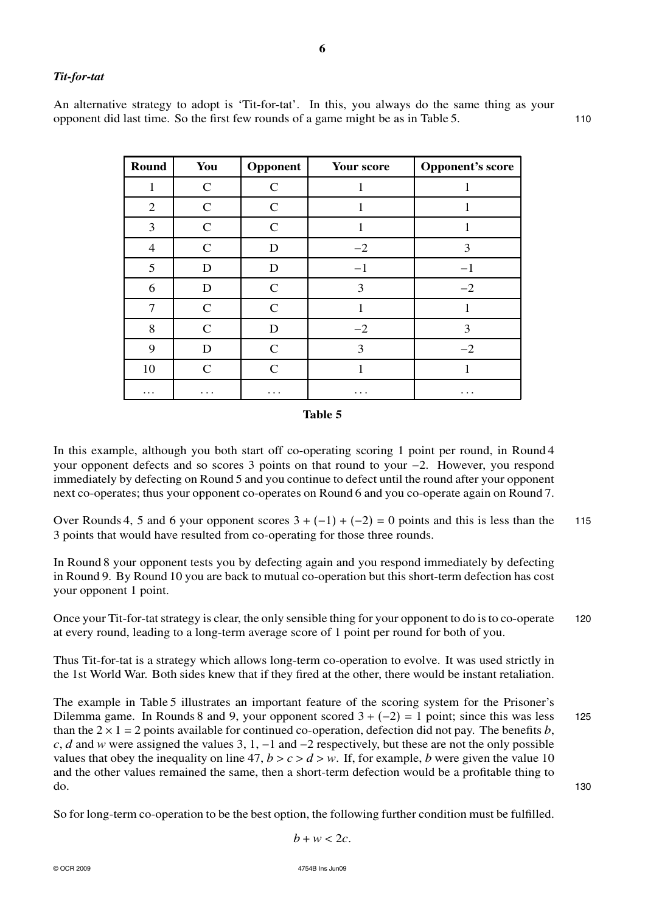### *Tit-for-tat*

An alternative strategy to adopt is 'Tit-for-tat'. In this, you always do the same thing as your opponent did last time. So the first few rounds of a game might be as in Table 5.

| Round | You | Opponent | Your score | Opponent's score |
|---|---|---|---|---|
| 1 | C | C | 1 | 1 |
| 2 | C | C | 1 | 1 |
| 3 | C | C | 1 | 1 |
| 4 | C | D | $-2$ | 3 |
| 5 | D | D | $-1$ | $-1$ |
| 6 | D | C | 3 | $-2$ |
| 7 | C | C | 1 | 1 |
| 8 | C | D | $-2$ | 3 |
| 9 | D | C | 3 | $-2$ |
| 10 | C | C | 1 | 1 |
| ... | ... | ... | ... | ... |

**Table 5**

In this example, although you both start off co-operating scoring 1 point per round, in Round 4 your opponent defects and so scores 3 points on that round to your $-2$. However, you respond immediately by defecting on Round 5 and you continue to defect until the round after your opponent next co-operates; thus your opponent co-operates on Round 6 and you co-operate again on Round 7.

Over Rounds 4, 5 and 6 your opponent scores $3 + (-1) + (-2) = 0$ points and this is less than the 3 points that would have resulted from co-operating for those three rounds.

In Round 8 your opponent tests you by defecting again and you respond immediately by defecting in Round 9. By Round 10 you are back to mutual co-operation but this short-term defection has cost your opponent 1 point.

Once your Tit-for-tat strategy is clear, the only sensible thing for your opponent to do is to co-operate at every round, leading to a long-term average score of 1 point per round for both of you.

Thus Tit-for-tat is a strategy which allows long-term co-operation to evolve. It was used strictly in the 1st World War. Both sides knew that if they fired at the other, there would be instant retaliation.

The example in Table 5 illustrates an important feature of the scoring system for the Prisoner's Dilemma game. In Rounds 8 and 9, your opponent scored $3 + (-2) = 1$ point; since this was less than the $2 \times 1 = 2$ points available for continued co-operation, defection did not pay. The benefits $b$, $c$, $d$ and $w$ were assigned the values 3, 1, $-1$ and $-2$ respectively, but these are not the only possible values that obey the inequality on line 47, $b > c > d > w$. If, for example, $b$ were given the value 10 and the other values remained the same, then a short-term defection would be a profitable thing to do.

So for long-term co-operation to be the best option, the following further condition must be fulfilled.

$$b + w < 2c.$$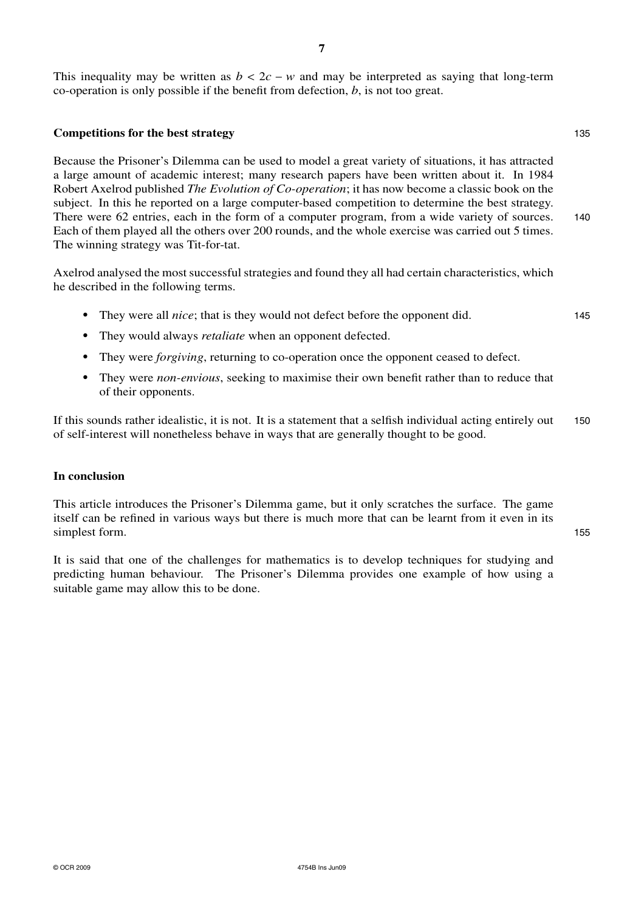This inequality may be written as $b < 2c - w$ and may be interpreted as saying that long-term co-operation is only possible if the benefit from defection, $b$, is not too great.

## Competitions for the best strategy

Because the Prisoner's Dilemma can be used to model a great variety of situations, it has attracted a large amount of academic interest; many research papers have been written about it. In 1984 Robert Axelrod published *The Evolution of Co-operation*; it has now become a classic book on the subject. In this he reported on a large computer-based competition to determine the best strategy. There were 62 entries, each in the form of a computer program, from a wide variety of sources. Each of them played all the others over 200 rounds, and the whole exercise was carried out 5 times. The winning strategy was Tit-for-tat.

Axelrod analysed the most successful strategies and found they all had certain characteristics, which he described in the following terms.

- They were all *nice*; that is they would not defect before the opponent did.
- They would always *retaliate* when an opponent defected.
- They were *forgiving*, returning to co-operation once the opponent ceased to defect.
- They were *non-envious*, seeking to maximise their own benefit rather than to reduce that of their opponents.

If this sounds rather idealistic, it is not. It is a statement that a selfish individual acting entirely out of self-interest will nonetheless behave in ways that are generally thought to be good.

## In conclusion

This article introduces the Prisoner's Dilemma game, but it only scratches the surface. The game itself can be refined in various ways but there is much more that can be learnt from it even in its simplest form.

It is said that one of the challenges for mathematics is to develop techniques for studying and predicting human behaviour. The Prisoner's Dilemma provides one example of how using a suitable game may allow this to be done.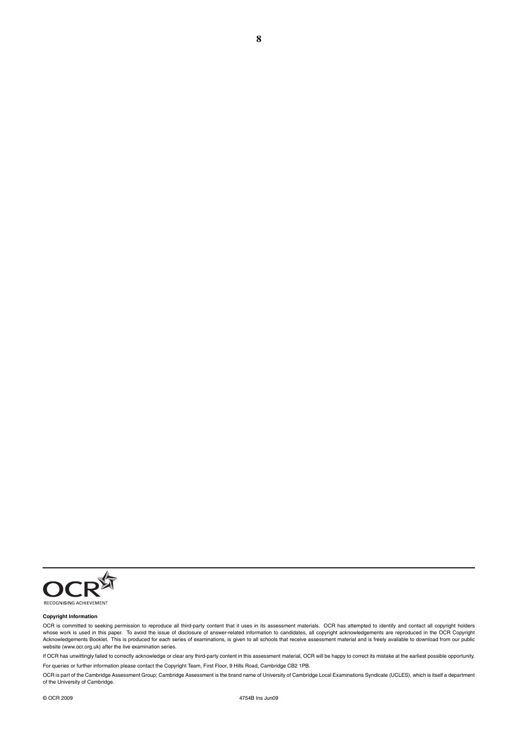OCR

RECOGNISING ACHIEVEMENT

**Copyright Information**

OCR is committed to seeking permission to reproduce all third-party content that it uses in its assessment materials. OCR has attempted to identify and contact all copyright holders whose work is used in this paper. To avoid the issue of disclosure of answer-related information to candidates, all copyright acknowledgements are reproduced in the OCR Copyright Acknowledgements Booklet. This is produced for each series of examinations, is given to all schools that receive assessment material and is freely available to download from our public website (www.ocr.org.uk) after the live examination series.

If OCR has unwittingly failed to correctly acknowledge or clear any third-party content in this assessment material, OCR will be happy to correct its mistake at the earliest possible opportunity.

For queries or further information please contact the Copyright Team, First Floor, 9 Hills Road, Cambridge CB2 1PB.

OCR is part of the Cambridge Assessment Group; Cambridge Assessment is the brand name of University of Cambridge Local Examinations Syndicate (UCLES), which is itself a department of the University of Cambridge.

© OCR 2009 4754B Ins Jun09